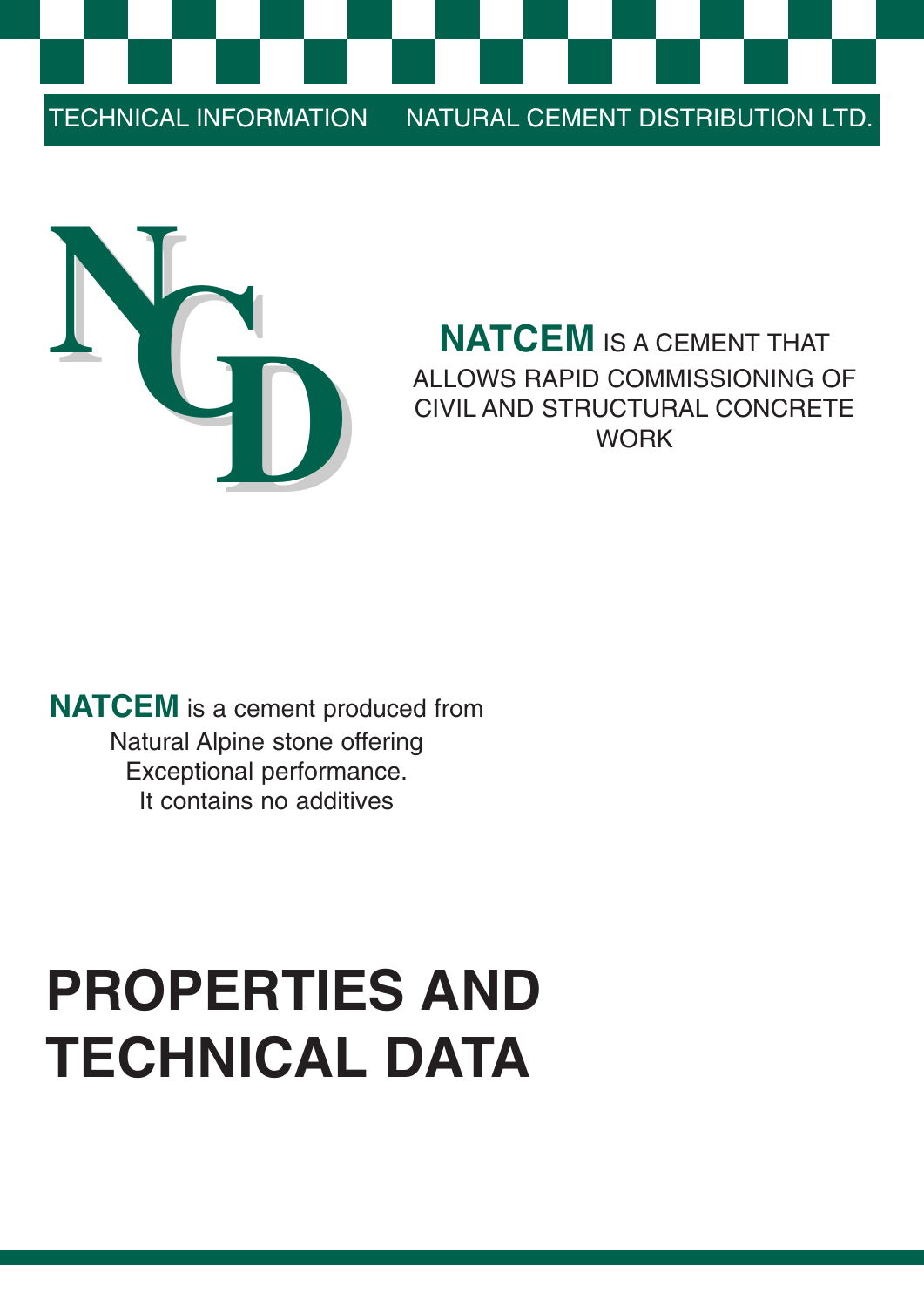TECHNICAL INFORMATION NATURAL CEMENT DISTRIBUTION LTD.

NCD

**NATCEM** IS A CEMENT THAT ALLOWS RAPID COMMISSIONING OF CIVIL AND STRUCTURAL CONCRETE WORK

**NATCEM** is a cement produced from Natural Alpine stone offering Exceptional performance. It contains no additives

# PROPERTIES AND TECHNICAL DATA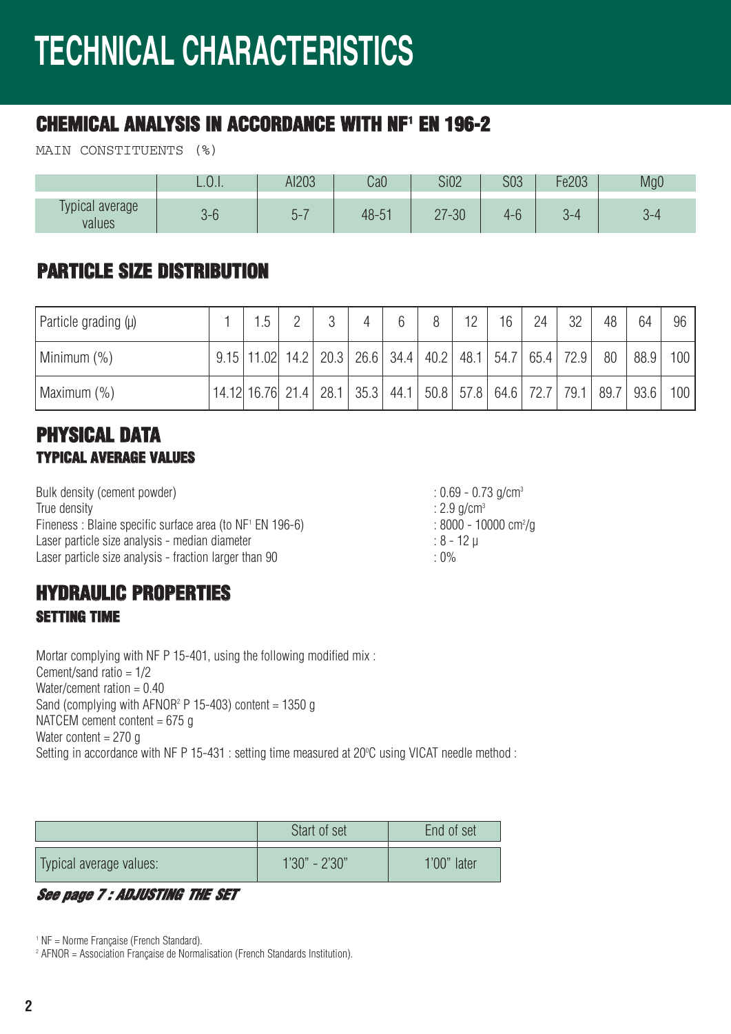# TECHNICAL CHARACTERISTICS

## CHEMICAL ANALYSIS IN ACCORDANCE WITH NF[1] EN 196-2

MAIN CONSTITUENTS (%)

| | L.O.I. | Al203 | Ca0 | Si02 | S03 | Fe203 | Mg0 |
|---|---|---|---|---|---|---|---|
| Typical average values | 3-6 | 5-7 | 48-51 | 27-30 | 4-6 | 3-4 | 3-4 |

## PARTICLE SIZE DISTRIBUTION

| Particle grading (µ) | 1 | 1.5 | 2 | 3 | 4 | 6 | 8 | 12 | 16 | 24 | 32 | 48 | 64 | 96 |
|---|---|---|---|---|---|---|---|---|---|---|---|---|---|---|
| Minimum (%) | 9.15 | 11.02 | 14.2 | 20.3 | 26.6 | 34.4 | 40.2 | 48.1 | 54.7 | 65.4 | 72.9 | 80 | 88.9 | 100 |
| Maximum (%) | 14.12 | 16.76 | 21.4 | 28.1 | 35.3 | 44.1 | 50.8 | 57.8 | 64.6 | 72.7 | 79.1 | 89.7 | 93.6 | 100 |

## PHYSICAL DATA

### TYPICAL AVERAGE VALUES

Bulk density (cement powder) : 0.69 - 0.73 g/cm$^3$
True density : 2.9 g/cm$^3$
Fineness : Blaine specific surface area (to NF[1] EN 196-6) : 8000 - 10000 cm$^2$/g
Laser particle size analysis - median diameter : 8 - 12 µ
Laser particle size analysis - fraction larger than 90 : 0%

## HYDRAULIC PROPERTIES

### SETTING TIME

Mortar complying with NF P 15-401, using the following modified mix :
Cement/sand ratio = 1/2
Water/cement ration = 0.40
Sand (complying with AFNOR[2] P 15-403) content = 1350 g
NATCEM cement content = 675 g
Water content = 270 g
Setting in accordance with NF P 15-431 : setting time measured at 20°C using VICAT needle method :

| | Start of set | End of set |
|---|---|---|
| Typical average values: | 1'30" - 2'30" | 1'00" later |

***See page 7 : ADJUSTING THE SET***

[1] NF = Norme Française (French Standard).
[2] AFNOR = Association Française de Normalisation (French Standards Institution).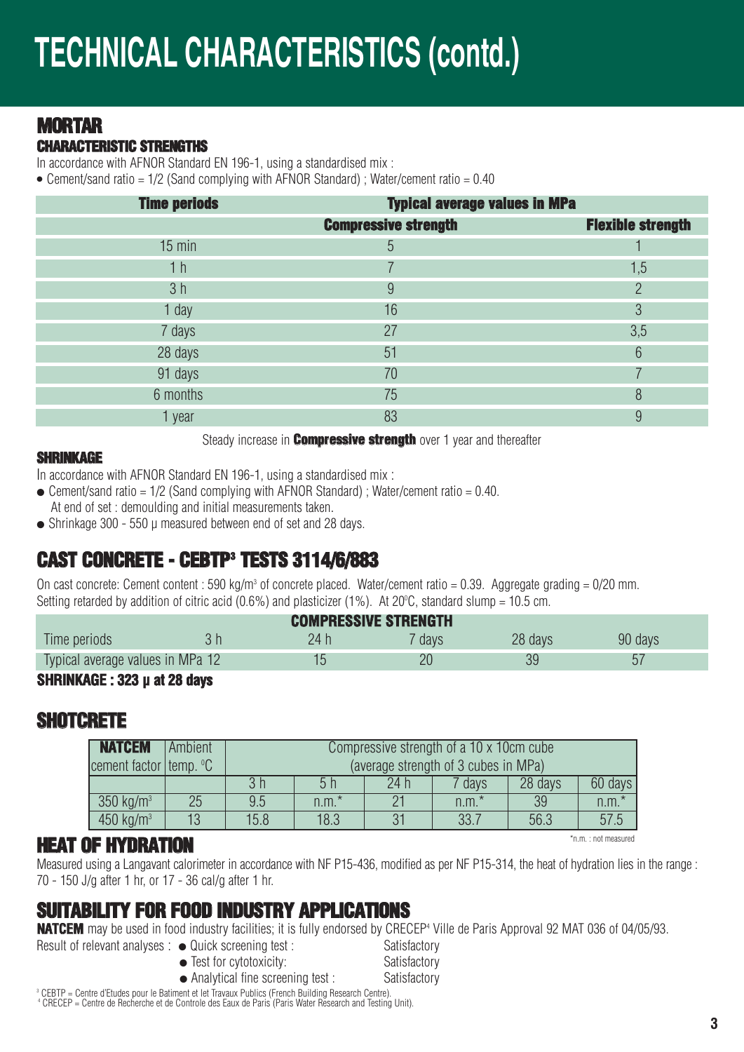# TECHNICAL CHARACTERISTICS (contd.)

## MORTAR

### CHARACTERISTIC STRENGTHS

In accordance with AFNOR Standard EN 196-1, using a standardised mix :

- Cement/sand ratio = 1/2 (Sand complying with AFNOR Standard) ; Water/cement ratio = 0.40

| Time periods | Typical average values in MPa | |
|---|---|---|
| | **Compressive strength** | **Flexible strength** |
| 15 min | 5 | 1 |
| 1 h | 7 | 1,5 |
| 3 h | 9 | 2 |
| 1 day | 16 | 3 |
| 7 days | 27 | 3,5 |
| 28 days | 51 | 6 |
| 91 days | 70 | 7 |
| 6 months | 75 | 8 |
| 1 year | 83 | 9 |

Steady increase in **Compressive strength** over 1 year and thereafter

### SHRINKAGE

In accordance with AFNOR Standard EN 196-1, using a standardised mix :

- Cement/sand ratio = 1/2 (Sand complying with AFNOR Standard) ; Water/cement ratio = 0.40.
  At end of set : demoulding and initial measurements taken.
- Shrinkage 300 - 550 μ measured between end of set and 28 days.

## CAST CONCRETE - CEBTP[3] TESTS 3114/6/883

On cast concrete: Cement content : 590 kg/m³ of concrete placed. Water/cement ratio = 0.39. Aggregate grading = 0/20 mm. Setting retarded by addition of citric acid (0.6%) and plasticizer (1%). At 20°C, standard slump = 10.5 cm.

| COMPRESSIVE STRENGTH | | | | | |
|---|---|---|---|---|---|
| Time periods | 3 h | 24 h | 7 days | 28 days | 90 days |
| Typical average values in MPa | 12 | 15 | 20 | 39 | 57 |

**SHRINKAGE : 323 μ at 28 days**

## SHOTCRETE

| **NATCEM** cement factor | Ambient temp. °C | Compressive strength of a 10 x 10cm cube (average strength of 3 cubes in MPa) | | | | | |
|---|---|---|---|---|---|---|---|
| | | 3 h | 5 h | 24 h | 7 days | 28 days | 60 days |
| 350 kg/m³ | 25 | 9.5 | n.m.* | 21 | n.m.* | 39 | n.m.* |
| 450 kg/m³ | 13 | 15.8 | 18.3 | 31 | 33.7 | 56.3 | 57.5 |

*n.m. : not measured

## HEAT OF HYDRATION

Measured using a Langavant calorimeter in accordance with NF P15-436, modified as per NF P15-314, the heat of hydration lies in the range : 70 - 150 J/g after 1 hr, or 17 - 36 cal/g after 1 hr.

## SUITABILITY FOR FOOD INDUSTRY APPLICATIONS

**NATCEM** may be used in food industry facilities; it is fully endorsed by CRECEP[4] Ville de Paris Approval 92 MAT 036 of 04/05/93.

Result of relevant analyses :

- Quick screening test : Satisfactory
- Test for cytotoxicity: Satisfactory
- Analytical fine screening test : Satisfactory

[3] CEBTP = Centre d'Etudes pour le Batiment et let Travaux Publics (French Building Research Centre).
[4] CRECEP = Centre de Recherche et de Controle des Eaux de Paris (Paris Water Research and Testing Unit).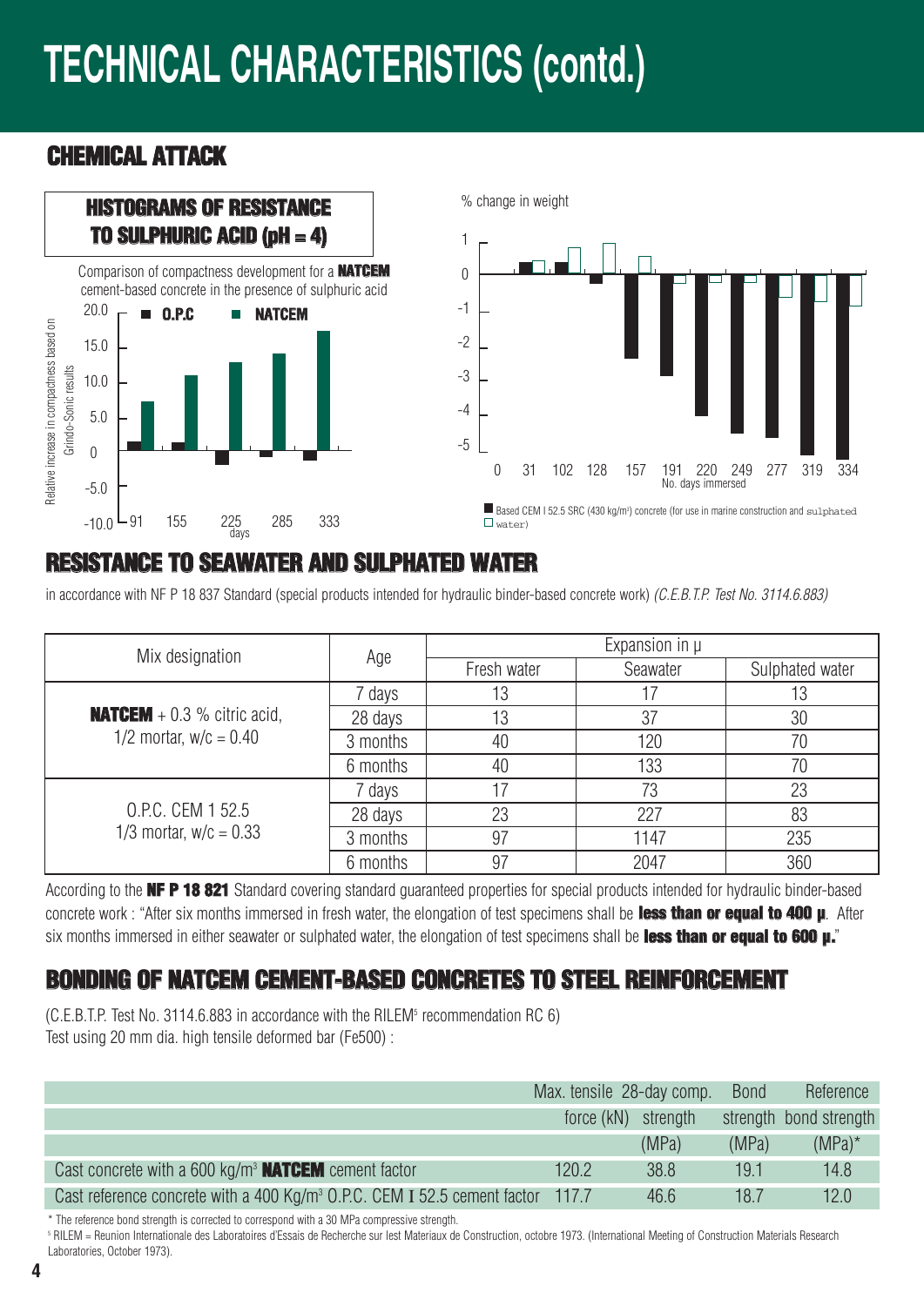# TECHNICAL CHARACTERISTICS (contd.)

## CHEMICAL ATTACK

### HISTOGRAMS OF RESISTANCE TO SULPHURIC ACID (pH = 4)

Comparison of compactness development for a **NATCEM** cement-based concrete in the presence of sulphuric acid

Relative increase in compactness based on Grindo-Sonic results

■ O.P.C ■ NATCEM

20.0, 15.0, 10.0, 5.0, 0, -5.0, -10.0

91, 155, 225, 285, 333
days

% change in weight

1, 0, -1, -2, -3, -4, -5

0, 31, 102, 128, 157, 191, 220, 249, 277, 319, 334
No. days immersed

■ Based CEM I 52.5 SRC (430 kg/m³) concrete (for use in marine construction and sulphated
□ water)

## RESISTANCE TO SEAWATER AND SULPHATED WATER

in accordance with NF P 18 837 Standard (special products intended for hydraulic binder-based concrete work) *(C.E.B.T.P. Test No. 3114.6.883)*

| Mix designation | Age | Expansion in μ | | |
|---|---|---|---|---|
| | | Fresh water | Seawater | Sulphated water |
| **NATCEM** + 0.3 % citric acid, 1/2 mortar, w/c = 0.40 | 7 days | 13 | 17 | 13 |
| | 28 days | 13 | 37 | 30 |
| | 3 months | 40 | 120 | 70 |
| | 6 months | 40 | 133 | 70 |
| O.P.C. CEM 1 52.5 1/3 mortar, w/c = 0.33 | 7 days | 17 | 73 | 23 |
| | 28 days | 23 | 227 | 83 |
| | 3 months | 97 | 1147 | 235 |
| | 6 months | 97 | 2047 | 360 |

According to the **NF P 18 821** Standard covering standard guaranteed properties for special products intended for hydraulic binder-based concrete work : "After six months immersed in fresh water, the elongation of test specimens shall be **less than or equal to 400 μ**. After six months immersed in either seawater or sulphated water, the elongation of test specimens shall be **less than or equal to 600 μ.**"

## BONDING OF NATCEM CEMENT-BASED CONCRETES TO STEEL REINFORCEMENT

(C.E.B.T.P. Test No. 3114.6.883 in accordance with the RILEM[5] recommendation RC 6)
Test using 20 mm dia. high tensile deformed bar (Fe500) :

| | Max. tensile force (kN) | 28-day comp. strength (MPa) | Bond strength (MPa) | Reference bond strength (MPa)* |
|---|---|---|---|---|
| Cast concrete with a 600 kg/m³ **NATCEM** cement factor | 120.2 | 38.8 | 19.1 | 14.8 |
| Cast reference concrete with a 400 Kg/m³ O.P.C. CEM I 52.5 cement factor | 117.7 | 46.6 | 18.7 | 12.0 |

\* The reference bond strength is corrected to correspond with a 30 MPa compressive strength.

[5] RILEM = Reunion Internationale des Laboratoires d'Essais de Recherche sur lest Materiaux de Construction, octobre 1973. (International Meeting of Construction Materials Research Laboratories, October 1973).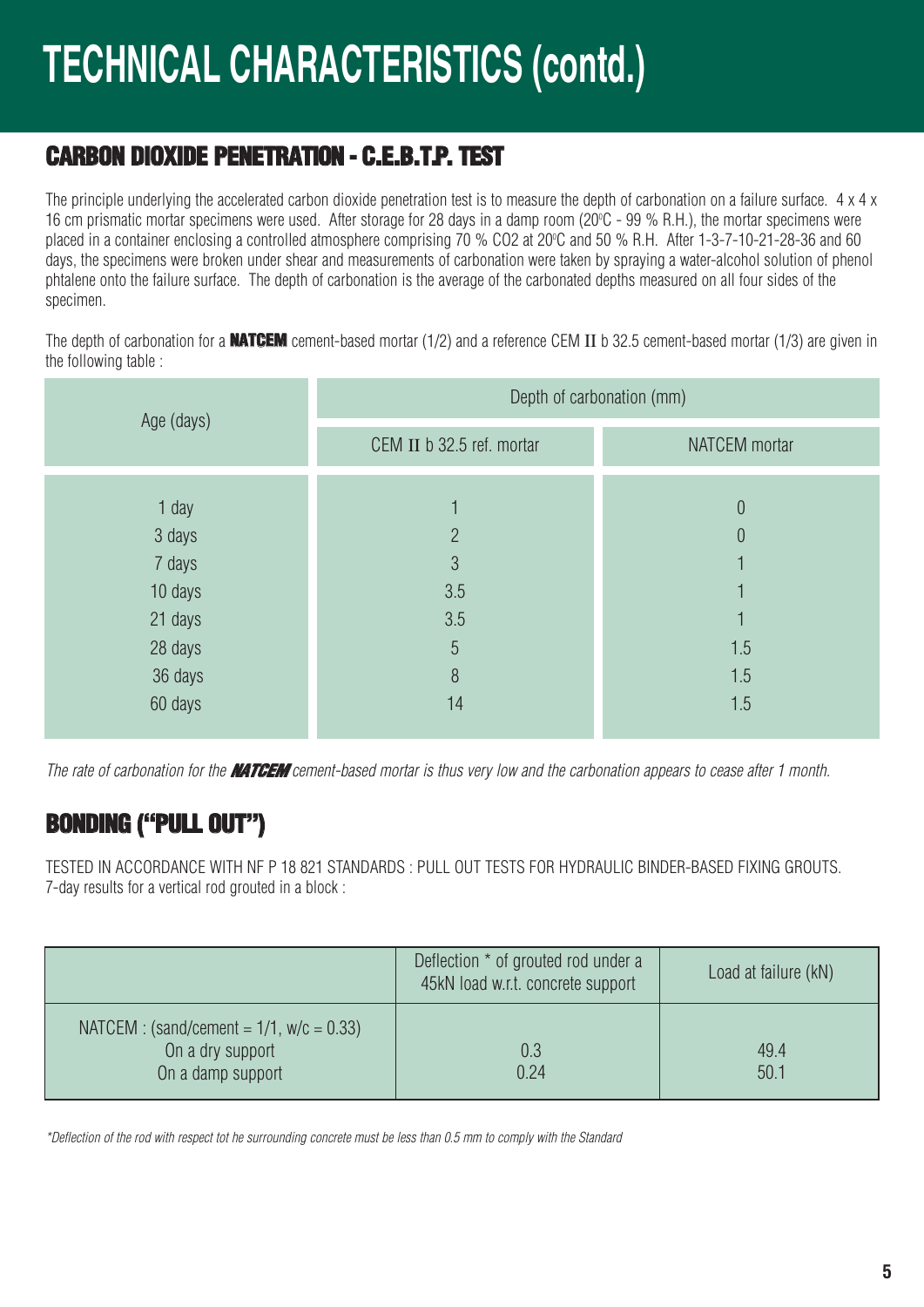# TECHNICAL CHARACTERISTICS (contd.)

## CARBON DIOXIDE PENETRATION - C.E.B.T.P. TEST

The principle underlying the accelerated carbon dioxide penetration test is to measure the depth of carbonation on a failure surface. 4 x 4 x 16 cm prismatic mortar specimens were used. After storage for 28 days in a damp room (20°C - 99 % R.H.), the mortar specimens were placed in a container enclosing a controlled atmosphere comprising 70 % $CO_2$ at 20°C and 50 % R.H. After 1-3-7-10-21-28-36 and 60 days, the specimens were broken under shear and measurements of carbonation were taken by spraying a water-alcohol solution of phenol phtalene onto the failure surface. The depth of carbonation is the average of the carbonated depths measured on all four sides of the specimen.

The depth of carbonation for a **NATCEM** cement-based mortar (1/2) and a reference CEM II b 32.5 cement-based mortar (1/3) are given in the following table :

| Age (days) | Depth of carbonation (mm) | |
|---|---|---|
| | CEM II b 32.5 ref. mortar | NATCEM mortar |
| 1 day | 1 | 0 |
| 3 days | 2 | 0 |
| 7 days | 3 | 1 |
| 10 days | 3.5 | 1 |
| 21 days | 3.5 | 1 |
| 28 days | 5 | 1.5 |
| 36 days | 8 | 1.5 |
| 60 days | 14 | 1.5 |

*The rate of carbonation for the **NATCEM** cement-based mortar is thus very low and the carbonation appears to cease after 1 month.*

## BONDING ("PULL OUT")

TESTED IN ACCORDANCE WITH NF P 18 821 STANDARDS : PULL OUT TESTS FOR HYDRAULIC BINDER-BASED FIXING GROUTS.
7-day results for a vertical rod grouted in a block :

| | Deflection * of grouted rod under a 45kN load w.r.t. concrete support | Load at failure (kN) |
|---|---|---|
| NATCEM : (sand/cement = 1/1, w/c = 0.33) | | |
| On a dry support | 0.3 | 49.4 |
| On a damp support | 0.24 | 50.1 |

*\*Deflection of the rod with respect tot he surrounding concrete must be less than 0.5 mm to comply with the Standard*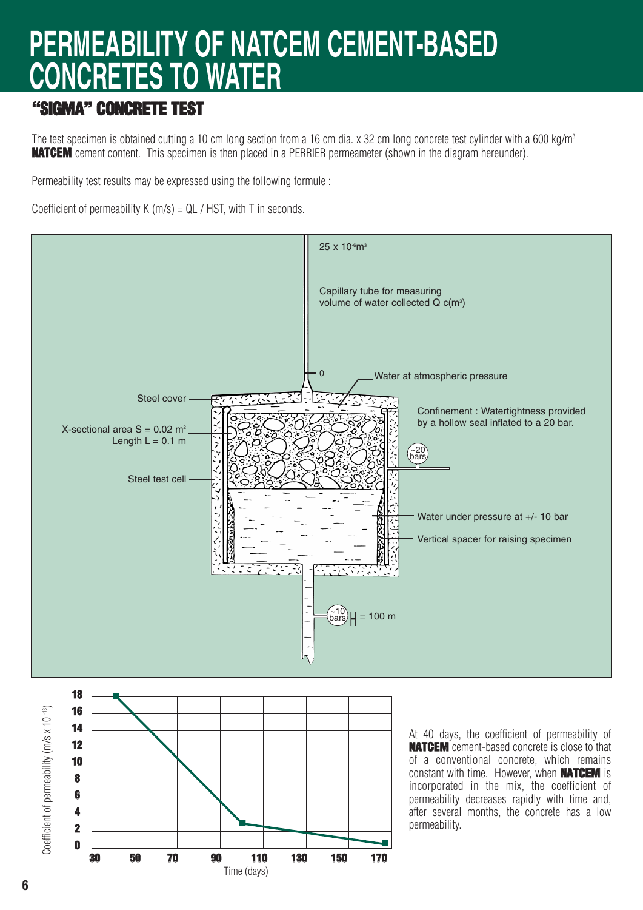# PERMEABILITY OF NATCEM CEMENT-BASED CONCRETES TO WATER

## "SIGMA" CONCRETE TEST

The test specimen is obtained cutting a 10 cm long section from a 16 cm dia. x 32 cm long concrete test cylinder with a 600 kg/m$^3$ **NATCEM** cement content. This specimen is then placed in a PERRIER permeameter (shown in the diagram hereunder).

Permeability test results may be expressed using the following formule :

Coefficient of permeability K (m/s) = QL / HST, with T in seconds.

25 x 10$^{-6}$m$^3$

Capillary tube for measuring volume of water collected Q c(m$^3$)

0

Water at atmospheric pressure

Steel cover

Confinement : Watertightness provided by a hollow seal inflated to a 20 bar.

X-sectional area S = 0.02 m$^2$
Length L = 0.1 m

~20 bars

Steel test cell

Water under pressure at +/- 10 bar

Vertical spacer for raising specimen

~10 bars H = 100 m

Coefficient of permeability (m/s x 10$^{-13}$)

Time (days)

At 40 days, the coefficient of permeability of **NATCEM** cement-based concrete is close to that of a conventional concrete, which remains constant with time. However, when **NATCEM** is incorporated in the mix, the coefficient of permeability decreases rapidly with time and, after several months, the concrete has a low permeability.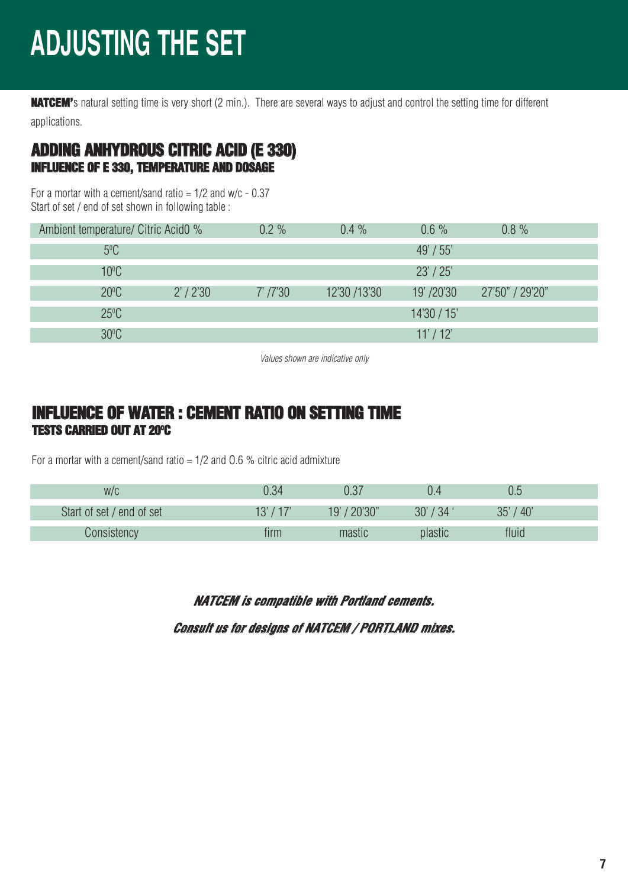# ADJUSTING THE SET

**NATCEM'**s natural setting time is very short (2 min.). There are several ways to adjust and control the setting time for different applications.

## ADDING ANHYDROUS CITRIC ACID (E 330)

### INFLUENCE OF E 330, TEMPERATURE AND DOSAGE

For a mortar with a cement/sand ratio = 1/2 and w/c - 0.37
Start of set / end of set shown in following table :

| Ambient temperature/ Citric Acid | 0 % | 0.2 % | 0.4 % | 0.6 % | 0.8 % |
| --- | --- | --- | --- | --- | --- |
| 5°C | | | | 49' / 55' | |
| 10°C | | | | 23' / 25' | |
| 20°C | 2' / 2'30 | 7' /7'30 | 12'30 /13'30 | 19' /20'30 | 27'50" / 29'20" |
| 25°C | | | | 14'30 / 15' | |
| 30°C | | | | 11' / 12' | |

*Values shown are indicative only*

## INFLUENCE OF WATER : CEMENT RATIO ON SETTING TIME

### TESTS CARRIED OUT AT 20°C

For a mortar with a cement/sand ratio = 1/2 and 0.6 % citric acid admixture

| w/c | 0.34 | 0.37 | 0.4 | 0.5 |
| --- | --- | --- | --- | --- |
| Start of set / end of set | 13' / 17' | 19' / 20'30" | 30' / 34 ' | 35' / 40' |
| Consistency | firm | mastic | plastic | fluid |

***NATCEM is compatible with Portland cements.***

***Consult us for designs of NATCEM / PORTLAND mixes.***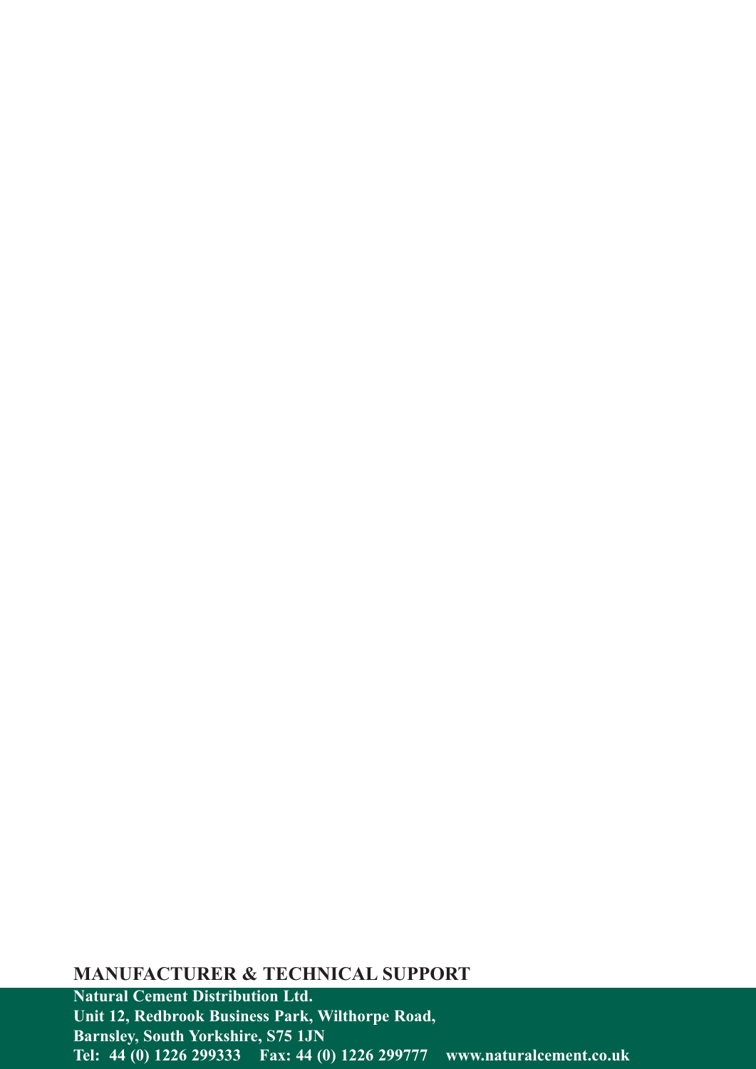## MANUFACTURER & TECHNICAL SUPPORT

**Natural Cement Distribution Ltd.**
**Unit 12, Redbrook Business Park, Wilthorpe Road,**
**Barnsley, South Yorkshire, S75 1JN**
**Tel: 44 (0) 1226 299333 Fax: 44 (0) 1226 299777 www.naturalcement.co.uk**